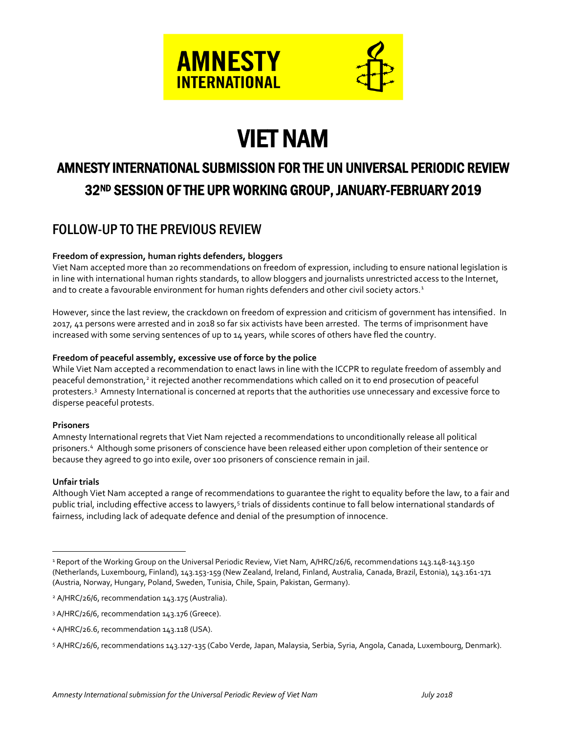AMNESTY INTERNATIONAL

# VIET NAM

## AMNESTY INTERNATIONAL SUBMISSION FOR THE UN UNIVERSAL PERIODIC REVIEW 32ND SESSION OF THE UPR WORKING GROUP, JANUARY-FEBRUARY 2019

## FOLLOW-UP TO THE PREVIOUS REVIEW

**Freedom of expression, human rights defenders, bloggers**

Viet Nam accepted more than 20 recommendations on freedom of expression, including to ensure national legislation is in line with international human rights standards, to allow bloggers and journalists unrestricted access to the Internet, and to create a favourable environment for human rights defenders and other civil society actors.[1]

However, since the last review, the crackdown on freedom of expression and criticism of government has intensified. In 2017, 41 persons were arrested and in 2018 so far six activists have been arrested. The terms of imprisonment have increased with some serving sentences of up to 14 years, while scores of others have fled the country.

**Freedom of peaceful assembly, excessive use of force by the police**

While Viet Nam accepted a recommendation to enact laws in line with the ICCPR to regulate freedom of assembly and peaceful demonstration,[2] it rejected another recommendations which called on it to end prosecution of peaceful protesters.[3] Amnesty International is concerned at reports that the authorities use unnecessary and excessive force to disperse peaceful protests.

**Prisoners**

Amnesty International regrets that Viet Nam rejected a recommendations to unconditionally release all political prisoners.[4] Although some prisoners of conscience have been released either upon completion of their sentence or because they agreed to go into exile, over 100 prisoners of conscience remain in jail.

**Unfair trials**

Although Viet Nam accepted a range of recommendations to guarantee the right to equality before the law, to a fair and public trial, including effective access to lawyers,[5] trials of dissidents continue to fall below international standards of fairness, including lack of adequate defence and denial of the presumption of innocence.

---

[1] Report of the Working Group on the Universal Periodic Review, Viet Nam, A/HRC/26/6, recommendations 143.148-143.150 (Netherlands, Luxembourg, Finland), 143.153-159 (New Zealand, Ireland, Finland, Australia, Canada, Brazil, Estonia), 143.161-171 (Austria, Norway, Hungary, Poland, Sweden, Tunisia, Chile, Spain, Pakistan, Germany).

[2] A/HRC/26/6, recommendation 143.175 (Australia).

[3] A/HRC/26/6, recommendation 143.176 (Greece).

[4] A/HRC/26.6, recommendation 143.118 (USA).

[5] A/HRC/26/6, recommendations 143.127-135 (Cabo Verde, Japan, Malaysia, Serbia, Syria, Angola, Canada, Luxembourg, Denmark).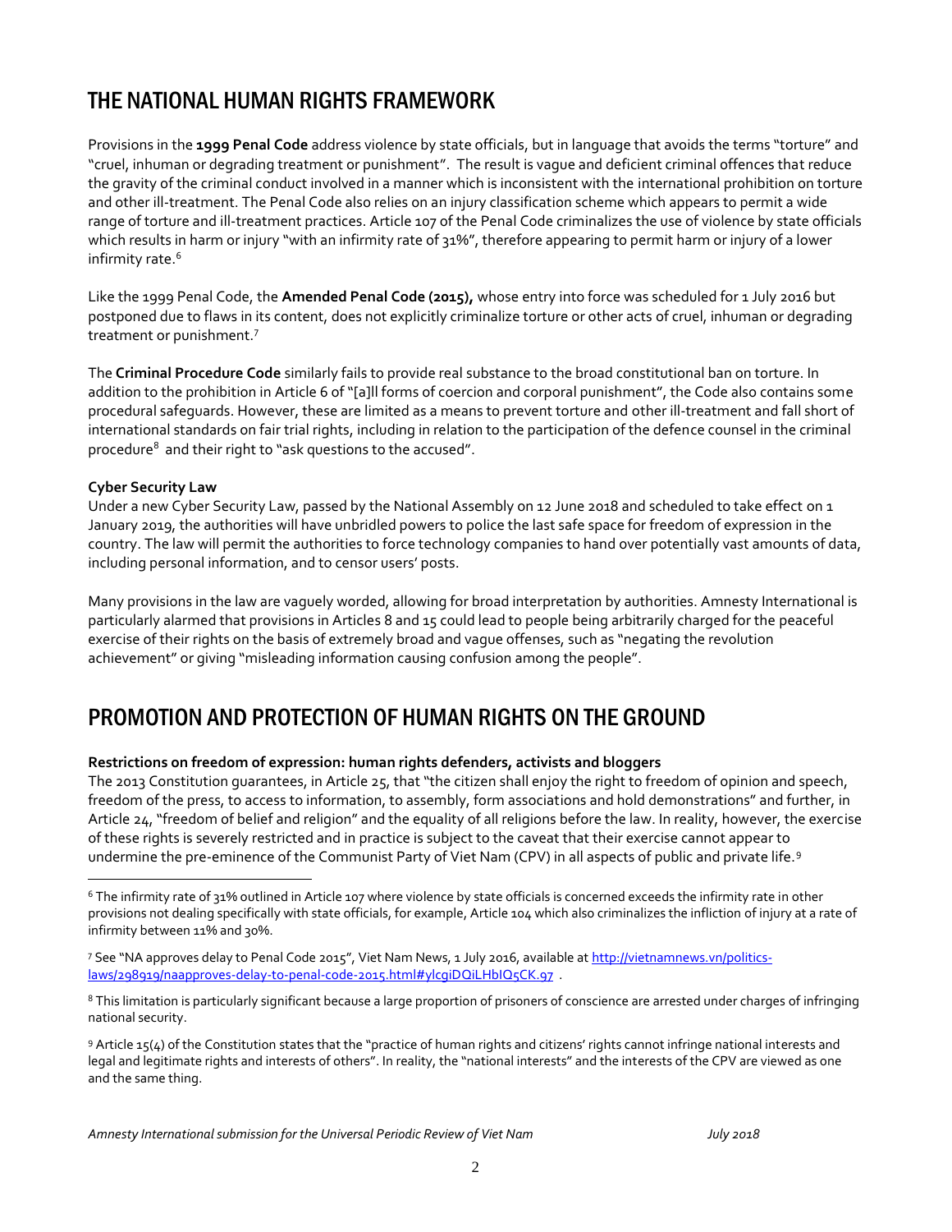## THE NATIONAL HUMAN RIGHTS FRAMEWORK

Provisions in the **1999 Penal Code** address violence by state officials, but in language that avoids the terms "torture" and "cruel, inhuman or degrading treatment or punishment". The result is vague and deficient criminal offences that reduce the gravity of the criminal conduct involved in a manner which is inconsistent with the international prohibition on torture and other ill-treatment. The Penal Code also relies on an injury classification scheme which appears to permit a wide range of torture and ill-treatment practices. Article 107 of the Penal Code criminalizes the use of violence by state officials which results in harm or injury "with an infirmity rate of 31%", therefore appearing to permit harm or injury of a lower infirmity rate.[6]

Like the 1999 Penal Code, the **Amended Penal Code (2015),** whose entry into force was scheduled for 1 July 2016 but postponed due to flaws in its content, does not explicitly criminalize torture or other acts of cruel, inhuman or degrading treatment or punishment.[7]

The **Criminal Procedure Code** similarly fails to provide real substance to the broad constitutional ban on torture. In addition to the prohibition in Article 6 of "[a]ll forms of coercion and corporal punishment", the Code also contains some procedural safeguards. However, these are limited as a means to prevent torture and other ill-treatment and fall short of international standards on fair trial rights, including in relation to the participation of the defence counsel in the criminal procedure[8] and their right to "ask questions to the accused".

**Cyber Security Law**

Under a new Cyber Security Law, passed by the National Assembly on 12 June 2018 and scheduled to take effect on 1 January 2019, the authorities will have unbridled powers to police the last safe space for freedom of expression in the country. The law will permit the authorities to force technology companies to hand over potentially vast amounts of data, including personal information, and to censor users' posts.

Many provisions in the law are vaguely worded, allowing for broad interpretation by authorities. Amnesty International is particularly alarmed that provisions in Articles 8 and 15 could lead to people being arbitrarily charged for the peaceful exercise of their rights on the basis of extremely broad and vague offenses, such as "negating the revolution achievement" or giving "misleading information causing confusion among the people".

## PROMOTION AND PROTECTION OF HUMAN RIGHTS ON THE GROUND

**Restrictions on freedom of expression: human rights defenders, activists and bloggers**

The 2013 Constitution guarantees, in Article 25, that "the citizen shall enjoy the right to freedom of opinion and speech, freedom of the press, to access to information, to assembly, form associations and hold demonstrations" and further, in Article 24, "freedom of belief and religion" and the equality of all religions before the law. In reality, however, the exercise of these rights is severely restricted and in practice is subject to the caveat that their exercise cannot appear to undermine the pre-eminence of the Communist Party of Viet Nam (CPV) in all aspects of public and private life.[9]

---

[6] The infirmity rate of 31% outlined in Article 107 where violence by state officials is concerned exceeds the infirmity rate in other provisions not dealing specifically with state officials, for example, Article 104 which also criminalizes the infliction of injury at a rate of infirmity between 11% and 30%.

[7] See "NA approves delay to Penal Code 2015", Viet Nam News, 1 July 2016, available at [http://vietnamnews.vn/politics-laws/298919/naapproves-delay-to-penal-code-2015.html#ylcgiDQiLHbIQ5CK.97](http://vietnamnews.vn/politics-laws/298919/naapproves-delay-to-penal-code-2015.html#ylcgiDQiLHbIQ5CK.97) .

[8] This limitation is particularly significant because a large proportion of prisoners of conscience are arrested under charges of infringing national security.

[9] Article 15(4) of the Constitution states that the "practice of human rights and citizens' rights cannot infringe national interests and legal and legitimate rights and interests of others". In reality, the "national interests" and the interests of the CPV are viewed as one and the same thing.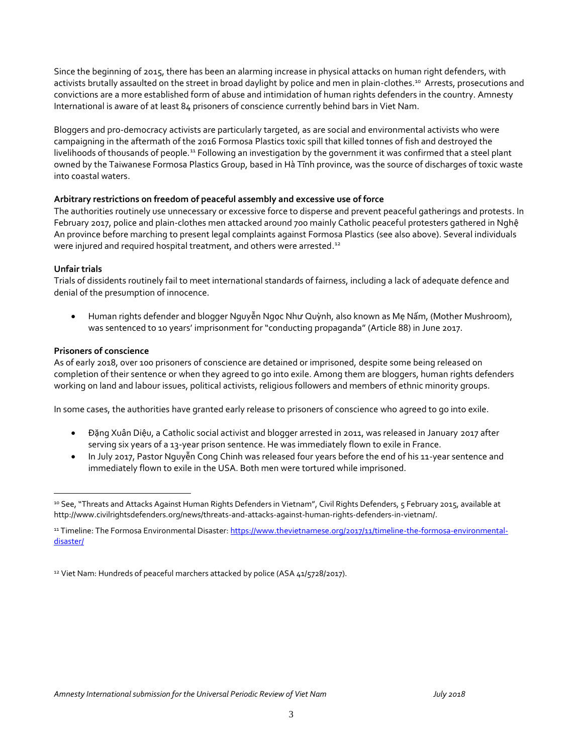Since the beginning of 2015, there has been an alarming increase in physical attacks on human right defenders, with activists brutally assaulted on the street in broad daylight by police and men in plain-clothes.[10] Arrests, prosecutions and convictions are a more established form of abuse and intimidation of human rights defenders in the country. Amnesty International is aware of at least 84 prisoners of conscience currently behind bars in Viet Nam.

Bloggers and pro-democracy activists are particularly targeted, as are social and environmental activists who were campaigning in the aftermath of the 2016 Formosa Plastics toxic spill that killed tonnes of fish and destroyed the livelihoods of thousands of people.[11] Following an investigation by the government it was confirmed that a steel plant owned by the Taiwanese Formosa Plastics Group, based in Hà Tĩnh province, was the source of discharges of toxic waste into coastal waters.

**Arbitrary restrictions on freedom of peaceful assembly and excessive use of force**

The authorities routinely use unnecessary or excessive force to disperse and prevent peaceful gatherings and protests. In February 2017, police and plain-clothes men attacked around 700 mainly Catholic peaceful protesters gathered in Nghệ An province before marching to present legal complaints against Formosa Plastics (see also above). Several individuals were injured and required hospital treatment, and others were arrested.[12]

**Unfair trials**

Trials of dissidents routinely fail to meet international standards of fairness, including a lack of adequate defence and denial of the presumption of innocence.

- Human rights defender and blogger Nguyễn Ngọc Như Quỳnh, also known as Mẹ Nấm, (Mother Mushroom), was sentenced to 10 years' imprisonment for "conducting propaganda" (Article 88) in June 2017.

**Prisoners of conscience**

As of early 2018, over 100 prisoners of conscience are detained or imprisoned, despite some being released on completion of their sentence or when they agreed to go into exile. Among them are bloggers, human rights defenders working on land and labour issues, political activists, religious followers and members of ethnic minority groups.

In some cases, the authorities have granted early release to prisoners of conscience who agreed to go into exile.

- Đặng Xuân Diệu, a Catholic social activist and blogger arrested in 2011, was released in January 2017 after serving six years of a 13-year prison sentence. He was immediately flown to exile in France.
- In July 2017, Pastor Nguyễn Cong Chinh was released four years before the end of his 11-year sentence and immediately flown to exile in the USA. Both men were tortured while imprisoned.

---

[10] See, "Threats and Attacks Against Human Rights Defenders in Vietnam", Civil Rights Defenders, 5 February 2015, available at http://www.civilrightsdefenders.org/news/threats-and-attacks-against-human-rights-defenders-in-vietnam/.

[11] Timeline: The Formosa Environmental Disaster: https://www.thevietnamese.org/2017/11/timeline-the-formosa-environmental-disaster/

[12] Viet Nam: Hundreds of peaceful marchers attacked by police (ASA 41/5728/2017).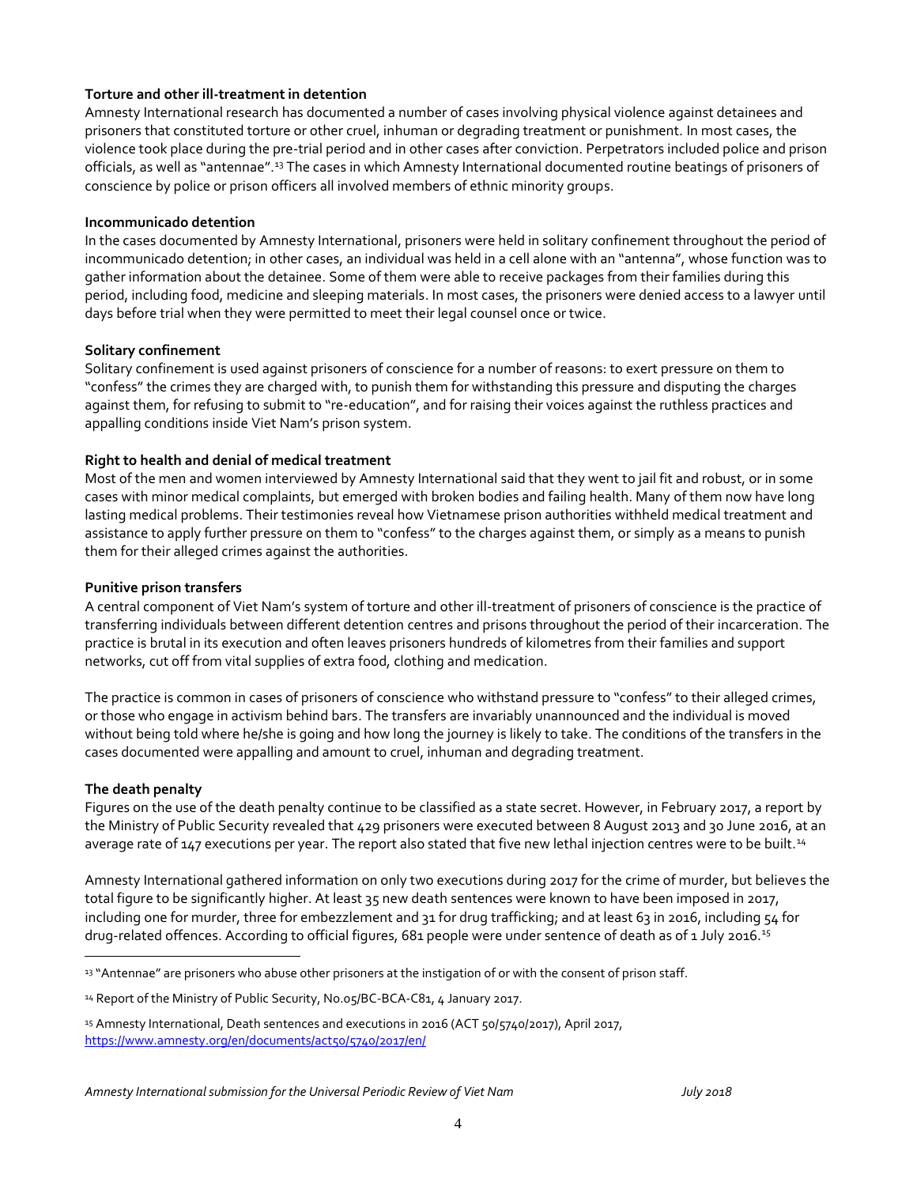**Torture and other ill-treatment in detention**

Amnesty International research has documented a number of cases involving physical violence against detainees and prisoners that constituted torture or other cruel, inhuman or degrading treatment or punishment. In most cases, the violence took place during the pre-trial period and in other cases after conviction. Perpetrators included police and prison officials, as well as "antennae".[13] The cases in which Amnesty International documented routine beatings of prisoners of conscience by police or prison officers all involved members of ethnic minority groups.

**Incommunicado detention**

In the cases documented by Amnesty International, prisoners were held in solitary confinement throughout the period of incommunicado detention; in other cases, an individual was held in a cell alone with an "antenna", whose function was to gather information about the detainee. Some of them were able to receive packages from their families during this period, including food, medicine and sleeping materials. In most cases, the prisoners were denied access to a lawyer until days before trial when they were permitted to meet their legal counsel once or twice.

**Solitary confinement**

Solitary confinement is used against prisoners of conscience for a number of reasons: to exert pressure on them to "confess" the crimes they are charged with, to punish them for withstanding this pressure and disputing the charges against them, for refusing to submit to "re-education", and for raising their voices against the ruthless practices and appalling conditions inside Viet Nam's prison system.

**Right to health and denial of medical treatment**

Most of the men and women interviewed by Amnesty International said that they went to jail fit and robust, or in some cases with minor medical complaints, but emerged with broken bodies and failing health. Many of them now have long lasting medical problems. Their testimonies reveal how Vietnamese prison authorities withheld medical treatment and assistance to apply further pressure on them to "confess" to the charges against them, or simply as a means to punish them for their alleged crimes against the authorities.

**Punitive prison transfers**

A central component of Viet Nam's system of torture and other ill-treatment of prisoners of conscience is the practice of transferring individuals between different detention centres and prisons throughout the period of their incarceration. The practice is brutal in its execution and often leaves prisoners hundreds of kilometres from their families and support networks, cut off from vital supplies of extra food, clothing and medication.

The practice is common in cases of prisoners of conscience who withstand pressure to "confess" to their alleged crimes, or those who engage in activism behind bars. The transfers are invariably unannounced and the individual is moved without being told where he/she is going and how long the journey is likely to take. The conditions of the transfers in the cases documented were appalling and amount to cruel, inhuman and degrading treatment.

**The death penalty**

Figures on the use of the death penalty continue to be classified as a state secret. However, in February 2017, a report by the Ministry of Public Security revealed that 429 prisoners were executed between 8 August 2013 and 30 June 2016, at an average rate of 147 executions per year. The report also stated that five new lethal injection centres were to be built.[14]

Amnesty International gathered information on only two executions during 2017 for the crime of murder, but believes the total figure to be significantly higher. At least 35 new death sentences were known to have been imposed in 2017, including one for murder, three for embezzlement and 31 for drug trafficking; and at least 63 in 2016, including 54 for drug-related offences. According to official figures, 681 people were under sentence of death as of 1 July 2016.[15]

---

[13] "Antennae" are prisoners who abuse other prisoners at the instigation of or with the consent of prison staff.

[14] Report of the Ministry of Public Security, No.05/BC-BCA-C81, 4 January 2017.

[15] Amnesty International, Death sentences and executions in 2016 (ACT 50/5740/2017), April 2017, https://www.amnesty.org/en/documents/act50/5740/2017/en/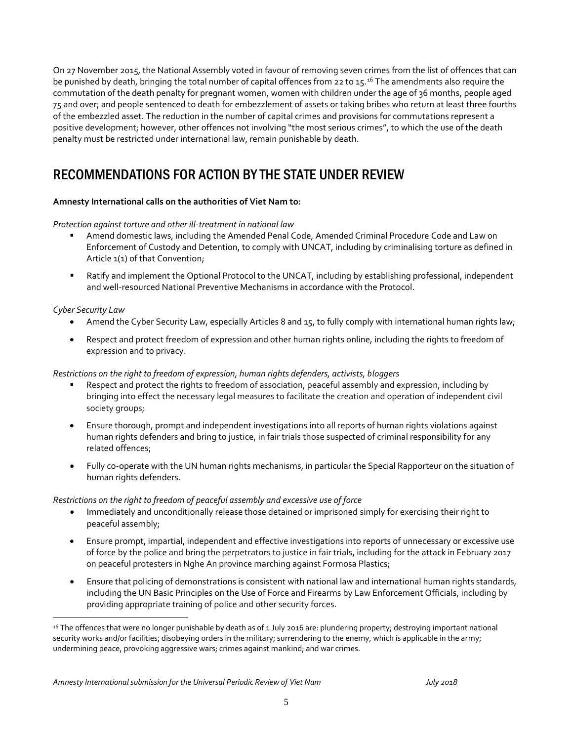On 27 November 2015, the National Assembly voted in favour of removing seven crimes from the list of offences that can be punished by death, bringing the total number of capital offences from 22 to 15.[16] The amendments also require the commutation of the death penalty for pregnant women, women with children under the age of 36 months, people aged 75 and over; and people sentenced to death for embezzlement of assets or taking bribes who return at least three fourths of the embezzled asset. The reduction in the number of capital crimes and provisions for commutations represent a positive development; however, other offences not involving "the most serious crimes", to which the use of the death penalty must be restricted under international law, remain punishable by death.

## RECOMMENDATIONS FOR ACTION BY THE STATE UNDER REVIEW

**Amnesty International calls on the authorities of Viet Nam to:**

*Protection against torture and other ill-treatment in national law*

- Amend domestic laws, including the Amended Penal Code, Amended Criminal Procedure Code and Law on Enforcement of Custody and Detention, to comply with UNCAT, including by criminalising torture as defined in Article 1(1) of that Convention;
- Ratify and implement the Optional Protocol to the UNCAT, including by establishing professional, independent and well-resourced National Preventive Mechanisms in accordance with the Protocol.

*Cyber Security Law*

- Amend the Cyber Security Law, especially Articles 8 and 15, to fully comply with international human rights law;
- Respect and protect freedom of expression and other human rights online, including the rights to freedom of expression and to privacy.

*Restrictions on the right to freedom of expression, human rights defenders, activists, bloggers*

- Respect and protect the rights to freedom of association, peaceful assembly and expression, including by bringing into effect the necessary legal measures to facilitate the creation and operation of independent civil society groups;
- Ensure thorough, prompt and independent investigations into all reports of human rights violations against human rights defenders and bring to justice, in fair trials those suspected of criminal responsibility for any related offences;
- Fully co-operate with the UN human rights mechanisms, in particular the Special Rapporteur on the situation of human rights defenders.

*Restrictions on the right to freedom of peaceful assembly and excessive use of force*

- Immediately and unconditionally release those detained or imprisoned simply for exercising their right to peaceful assembly;
- Ensure prompt, impartial, independent and effective investigations into reports of unnecessary or excessive use of force by the police and bring the perpetrators to justice in fair trials, including for the attack in February 2017 on peaceful protesters in Nghe An province marching against Formosa Plastics;
- Ensure that policing of demonstrations is consistent with national law and international human rights standards, including the UN Basic Principles on the Use of Force and Firearms by Law Enforcement Officials, including by providing appropriate training of police and other security forces.

---

[16] The offences that were no longer punishable by death as of 1 July 2016 are: plundering property; destroying important national security works and/or facilities; disobeying orders in the military; surrendering to the enemy, which is applicable in the army; undermining peace, provoking aggressive wars; crimes against mankind; and war crimes.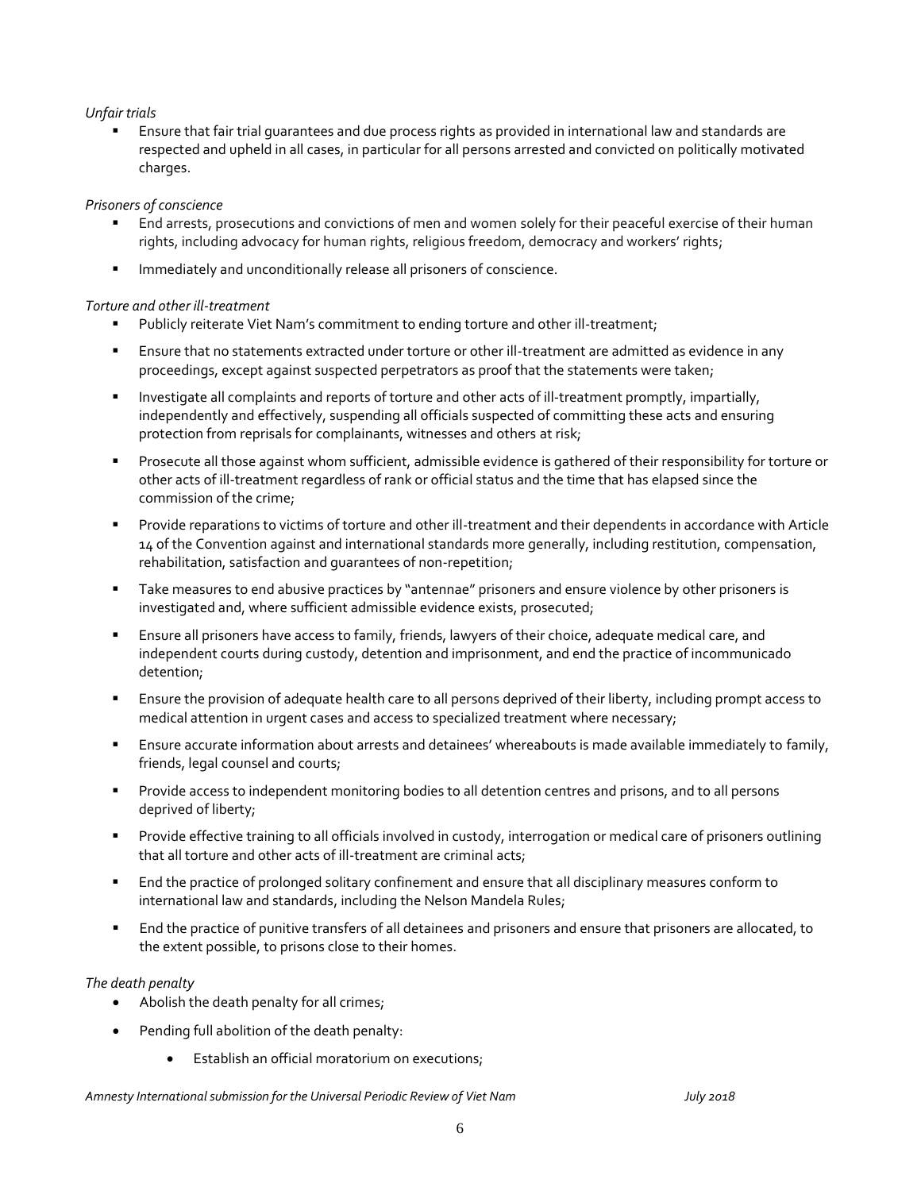*Unfair trials*

- Ensure that fair trial guarantees and due process rights as provided in international law and standards are respected and upheld in all cases, in particular for all persons arrested and convicted on politically motivated charges.

*Prisoners of conscience*

- End arrests, prosecutions and convictions of men and women solely for their peaceful exercise of their human rights, including advocacy for human rights, religious freedom, democracy and workers' rights;
- Immediately and unconditionally release all prisoners of conscience.

*Torture and other ill-treatment*

- Publicly reiterate Viet Nam's commitment to ending torture and other ill-treatment;
- Ensure that no statements extracted under torture or other ill-treatment are admitted as evidence in any proceedings, except against suspected perpetrators as proof that the statements were taken;
- Investigate all complaints and reports of torture and other acts of ill-treatment promptly, impartially, independently and effectively, suspending all officials suspected of committing these acts and ensuring protection from reprisals for complainants, witnesses and others at risk;
- Prosecute all those against whom sufficient, admissible evidence is gathered of their responsibility for torture or other acts of ill-treatment regardless of rank or official status and the time that has elapsed since the commission of the crime;
- Provide reparations to victims of torture and other ill-treatment and their dependents in accordance with Article 14 of the Convention against and international standards more generally, including restitution, compensation, rehabilitation, satisfaction and guarantees of non-repetition;
- Take measures to end abusive practices by "antennae" prisoners and ensure violence by other prisoners is investigated and, where sufficient admissible evidence exists, prosecuted;
- Ensure all prisoners have access to family, friends, lawyers of their choice, adequate medical care, and independent courts during custody, detention and imprisonment, and end the practice of incommunicado detention;
- Ensure the provision of adequate health care to all persons deprived of their liberty, including prompt access to medical attention in urgent cases and access to specialized treatment where necessary;
- Ensure accurate information about arrests and detainees' whereabouts is made available immediately to family, friends, legal counsel and courts;
- Provide access to independent monitoring bodies to all detention centres and prisons, and to all persons deprived of liberty;
- Provide effective training to all officials involved in custody, interrogation or medical care of prisoners outlining that all torture and other acts of ill-treatment are criminal acts;
- End the practice of prolonged solitary confinement and ensure that all disciplinary measures conform to international law and standards, including the Nelson Mandela Rules;
- End the practice of punitive transfers of all detainees and prisoners and ensure that prisoners are allocated, to the extent possible, to prisons close to their homes.

*The death penalty*

- Abolish the death penalty for all crimes;
- Pending full abolition of the death penalty:
  - Establish an official moratorium on executions;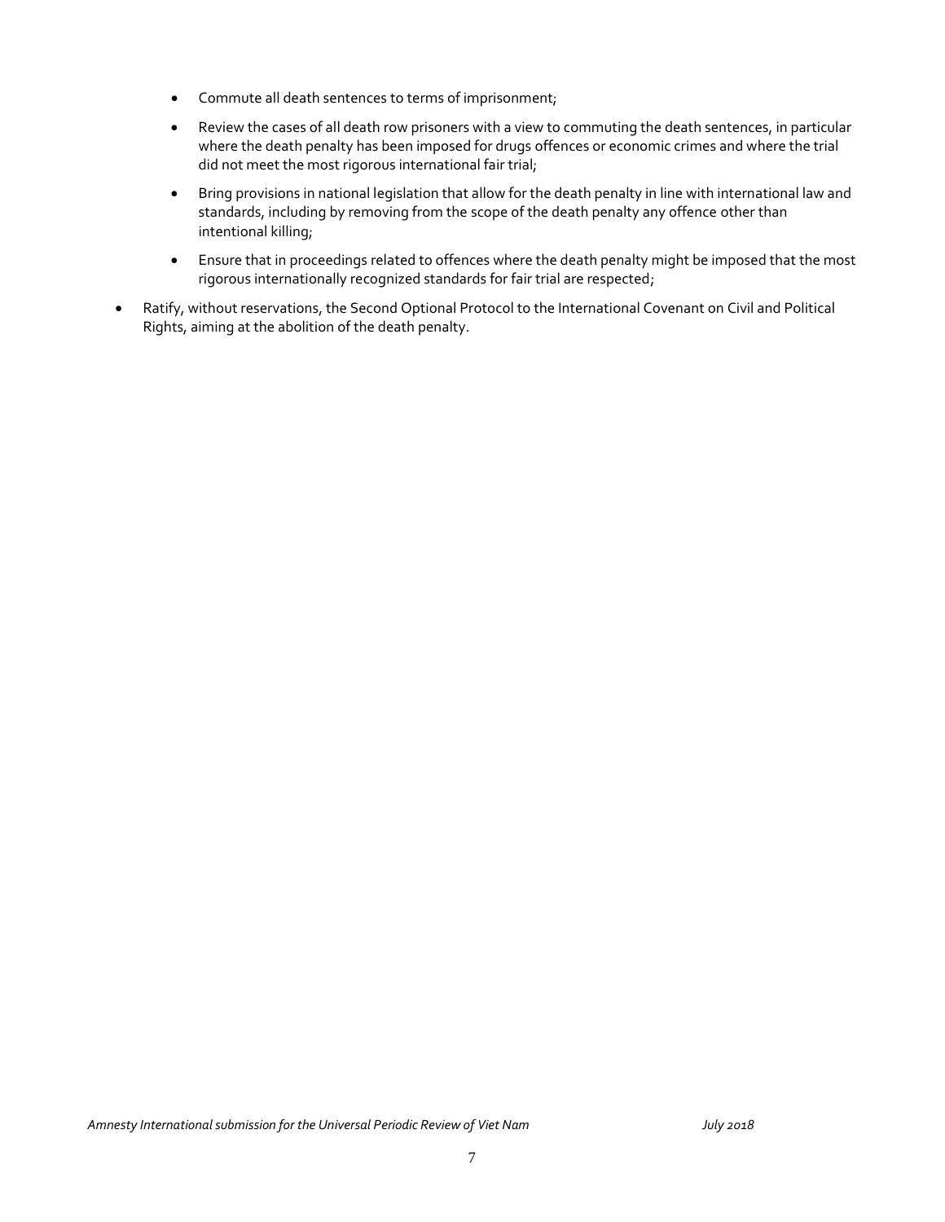- Commute all death sentences to terms of imprisonment;
  - Review the cases of all death row prisoners with a view to commuting the death sentences, in particular where the death penalty has been imposed for drugs offences or economic crimes and where the trial did not meet the most rigorous international fair trial;
  - Bring provisions in national legislation that allow for the death penalty in line with international law and standards, including by removing from the scope of the death penalty any offence other than intentional killing;
  - Ensure that in proceedings related to offences where the death penalty might be imposed that the most rigorous internationally recognized standards for fair trial are respected;
- Ratify, without reservations, the Second Optional Protocol to the International Covenant on Civil and Political Rights, aiming at the abolition of the death penalty.